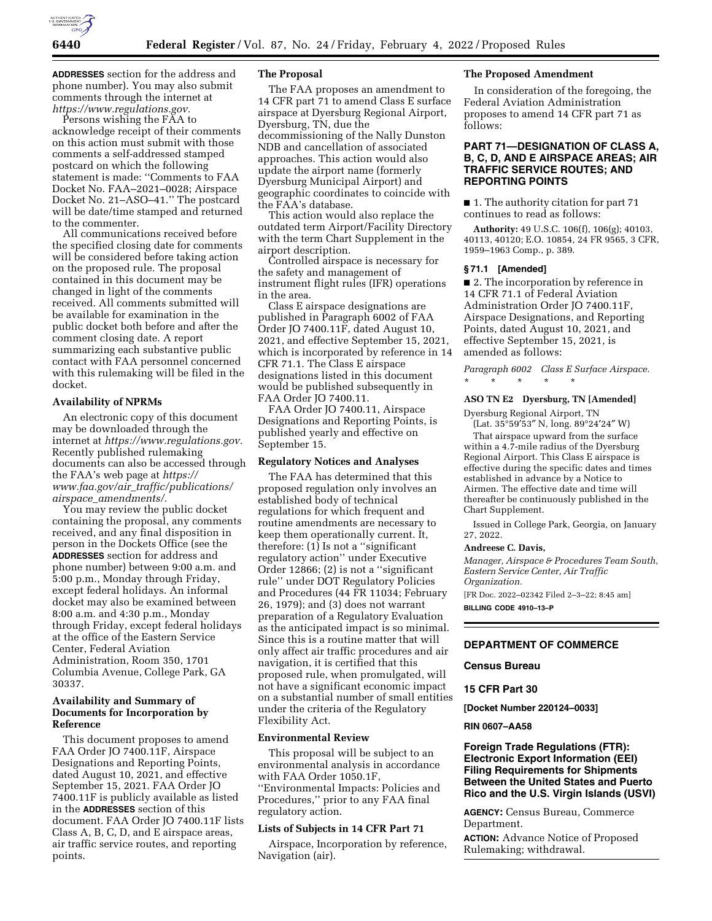**ADDRESSES** section for the address and phone number). You may also submit comments through the internet at *https://www.regulations.gov.*

Persons wishing the FAA to acknowledge receipt of their comments on this action must submit with those comments a self-addressed stamped postcard on which the following statement is made: ''Comments to FAA Docket No. FAA–2021–0028; Airspace Docket No. 21–ASO–41.'' The postcard will be date/time stamped and returned to the commenter.

All communications received before the specified closing date for comments will be considered before taking action on the proposed rule. The proposal contained in this document may be changed in light of the comments received. All comments submitted will be available for examination in the public docket both before and after the comment closing date. A report summarizing each substantive public contact with FAA personnel concerned with this rulemaking will be filed in the docket.

### Availability of NPRMs

An electronic copy of this document may be downloaded through the internet at *https://www.regulations.gov.* Recently published rulemaking documents can also be accessed through the FAA's web page at *https://www.faa.gov/air_traffic/publications/airspace_amendments/.*

You may review the public docket containing the proposal, any comments received, and any final disposition in person in the Dockets Office (see the **ADDRESSES** section for address and phone number) between 9:00 a.m. and 5:00 p.m., Monday through Friday, except federal holidays. An informal docket may also be examined between 8:00 a.m. and 4:30 p.m., Monday through Friday, except federal holidays at the office of the Eastern Service Center, Federal Aviation Administration, Room 350, 1701 Columbia Avenue, College Park, GA 30337.

### Availability and Summary of Documents for Incorporation by Reference

This document proposes to amend FAA Order JO 7400.11F, Airspace Designations and Reporting Points, dated August 10, 2021, and effective September 15, 2021. FAA Order JO 7400.11F is publicly available as listed in the **ADDRESSES** section of this document. FAA Order JO 7400.11F lists Class A, B, C, D, and E airspace areas, air traffic service routes, and reporting points.

### The Proposal

The FAA proposes an amendment to 14 CFR part 71 to amend Class E surface airspace at Dyersburg Regional Airport, Dyersburg, TN, due the decommissioning of the Nally Dunston NDB and cancellation of associated approaches. This action would also update the airport name (formerly Dyersburg Municipal Airport) and geographic coordinates to coincide with the FAA's database.

This action would also replace the outdated term Airport/Facility Directory with the term Chart Supplement in the airport description.

Controlled airspace is necessary for the safety and management of instrument flight rules (IFR) operations in the area.

Class E airspace designations are published in Paragraph 6002 of FAA Order JO 7400.11F, dated August 10, 2021, and effective September 15, 2021, which is incorporated by reference in 14 CFR 71.1. The Class E airspace designations listed in this document would be published subsequently in FAA Order JO 7400.11.

FAA Order JO 7400.11, Airspace Designations and Reporting Points, is published yearly and effective on September 15.

### Regulatory Notices and Analyses

The FAA has determined that this proposed regulation only involves an established body of technical regulations for which frequent and routine amendments are necessary to keep them operationally current. It, therefore: (1) Is not a ''significant regulatory action'' under Executive Order 12866; (2) is not a ''significant rule'' under DOT Regulatory Policies and Procedures (44 FR 11034; February 26, 1979); and (3) does not warrant preparation of a Regulatory Evaluation as the anticipated impact is so minimal. Since this is a routine matter that will only affect air traffic procedures and air navigation, it is certified that this proposed rule, when promulgated, will not have a significant economic impact on a substantial number of small entities under the criteria of the Regulatory Flexibility Act.

### Environmental Review

This proposal will be subject to an environmental analysis in accordance with FAA Order 1050.1F, ''Environmental Impacts: Policies and Procedures,'' prior to any FAA final regulatory action.

### Lists of Subjects in 14 CFR Part 71

Airspace, Incorporation by reference, Navigation (air).

### The Proposed Amendment

In consideration of the foregoing, the Federal Aviation Administration proposes to amend 14 CFR part 71 as follows:

## PART 71—DESIGNATION OF CLASS A, B, C, D, AND E AIRSPACE AREAS; AIR TRAFFIC SERVICE ROUTES; AND REPORTING POINTS

■ 1. The authority citation for part 71 continues to read as follows:

**Authority:** 49 U.S.C. 106(f), 106(g); 40103, 40113, 40120; E.O. 10854, 24 FR 9565, 3 CFR, 1959–1963 Comp., p. 389.

### § 71.1 [Amended]

■ 2. The incorporation by reference in 14 CFR 71.1 of Federal Aviation Administration Order JO 7400.11F, Airspace Designations, and Reporting Points, dated August 10, 2021, and effective September 15, 2021, is amended as follows:

*Paragraph 6002 Class E Surface Airspace.*

\* \* \* \* \*

**ASO TN E2 Dyersburg, TN [Amended]**

Dyersburg Regional Airport, TN
(Lat. 35°59′53″ N, long. 89°24′24″ W)

That airspace upward from the surface within a 4.7-mile radius of the Dyersburg Regional Airport. This Class E airspace is effective during the specific dates and times established in advance by a Notice to Airmen. The effective date and time will thereafter be continuously published in the Chart Supplement.

Issued in College Park, Georgia, on January 27, 2022.

**Andreese C. Davis,**

*Manager, Airspace & Procedures Team South, Eastern Service Center, Air Traffic Organization.*

[FR Doc. 2022–02342 Filed 2–3–22; 8:45 am]

**BILLING CODE 4910–13–P**

## DEPARTMENT OF COMMERCE

### Census Bureau

### 15 CFR Part 30

**[Docket Number 220124–0033]**

**RIN 0607–AA58**

## Foreign Trade Regulations (FTR): Electronic Export Information (EEI) Filing Requirements for Shipments Between the United States and Puerto Rico and the U.S. Virgin Islands (USVI)

**AGENCY:** Census Bureau, Commerce Department.

**ACTION:** Advance Notice of Proposed Rulemaking; withdrawal.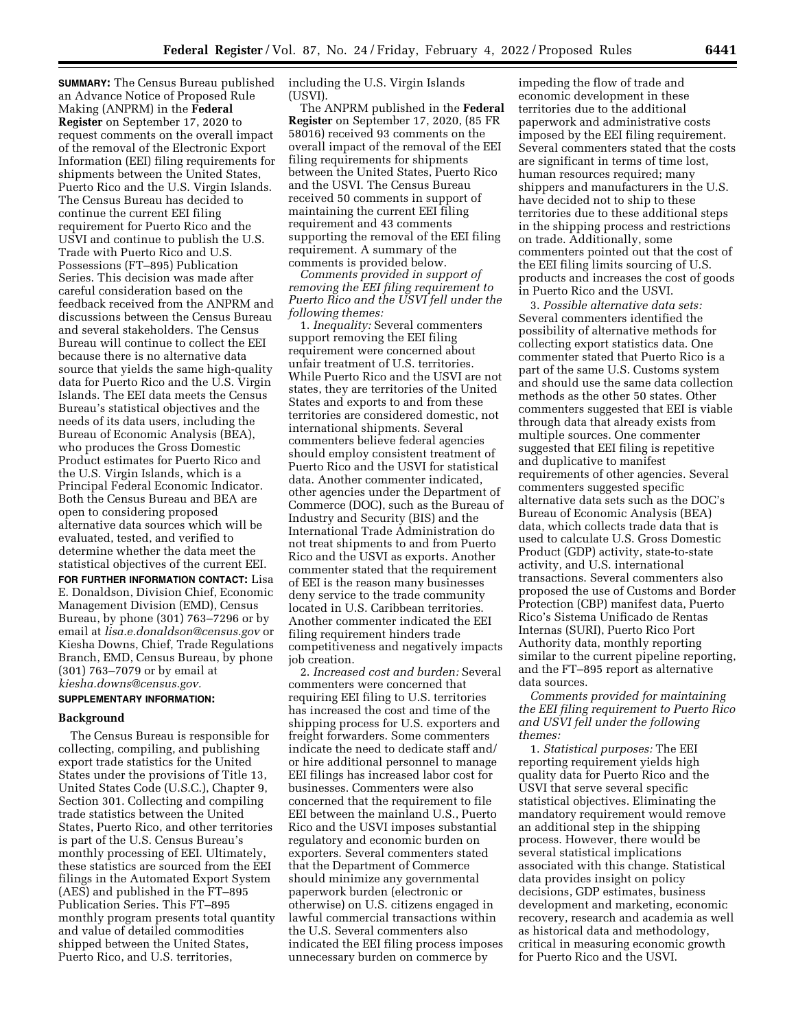**SUMMARY:** The Census Bureau published an Advance Notice of Proposed Rule Making (ANPRM) in the **Federal Register** on September 17, 2020 to request comments on the overall impact of the removal of the Electronic Export Information (EEI) filing requirements for shipments between the United States, Puerto Rico and the U.S. Virgin Islands. The Census Bureau has decided to continue the current EEI filing requirement for Puerto Rico and the USVI and continue to publish the U.S. Trade with Puerto Rico and U.S. Possessions (FT–895) Publication Series. This decision was made after careful consideration based on the feedback received from the ANPRM and discussions between the Census Bureau and several stakeholders. The Census Bureau will continue to collect the EEI because there is no alternative data source that yields the same high-quality data for Puerto Rico and the U.S. Virgin Islands. The EEI data meets the Census Bureau's statistical objectives and the needs of its data users, including the Bureau of Economic Analysis (BEA), who produces the Gross Domestic Product estimates for Puerto Rico and the U.S. Virgin Islands, which is a Principal Federal Economic Indicator. Both the Census Bureau and BEA are open to considering proposed alternative data sources which will be evaluated, tested, and verified to determine whether the data meet the statistical objectives of the current EEI.

**FOR FURTHER INFORMATION CONTACT:** Lisa E. Donaldson, Division Chief, Economic Management Division (EMD), Census Bureau, by phone (301) 763–7296 or by email at *lisa.e.donaldson@census.gov* or Kiesha Downs, Chief, Trade Regulations Branch, EMD, Census Bureau, by phone (301) 763–7079 or by email at *kiesha.downs@census.gov.*

**SUPPLEMENTARY INFORMATION:**

## Background

The Census Bureau is responsible for collecting, compiling, and publishing export trade statistics for the United States under the provisions of Title 13, United States Code (U.S.C.), Chapter 9, Section 301. Collecting and compiling trade statistics between the United States, Puerto Rico, and other territories is part of the U.S. Census Bureau's monthly processing of EEI. Ultimately, these statistics are sourced from the EEI filings in the Automated Export System (AES) and published in the FT–895 Publication Series. This FT–895 monthly program presents total quantity and value of detailed commodities shipped between the United States, Puerto Rico, and U.S. territories, including the U.S. Virgin Islands (USVI).

The ANPRM published in the **Federal Register** on September 17, 2020, (85 FR 58016) received 93 comments on the overall impact of the removal of the EEI filing requirements for shipments between the United States, Puerto Rico and the USVI. The Census Bureau received 50 comments in support of maintaining the current EEI filing requirement and 43 comments supporting the removal of the EEI filing requirement. A summary of the comments is provided below.

*Comments provided in support of removing the EEI filing requirement to Puerto Rico and the USVI fell under the following themes:*

1. *Inequality:* Several commenters support removing the EEI filing requirement were concerned about unfair treatment of U.S. territories. While Puerto Rico and the USVI are not states, they are territories of the United States and exports to and from these territories are considered domestic, not international shipments. Several commenters believe federal agencies should employ consistent treatment of Puerto Rico and the USVI for statistical data. Another commenter indicated, other agencies under the Department of Commerce (DOC), such as the Bureau of Industry and Security (BIS) and the International Trade Administration do not treat shipments to and from Puerto Rico and the USVI as exports. Another commenter stated that the requirement of EEI is the reason many businesses deny service to the trade community located in U.S. Caribbean territories. Another commenter indicated the EEI filing requirement hinders trade competitiveness and negatively impacts job creation.

2. *Increased cost and burden:* Several commenters were concerned that requiring EEI filing to U.S. territories has increased the cost and time of the shipping process for U.S. exporters and freight forwarders. Some commenters indicate the need to dedicate staff and/or hire additional personnel to manage EEI filings has increased labor cost for businesses. Commenters were also concerned that the requirement to file EEI between the mainland U.S., Puerto Rico and the USVI imposes substantial regulatory and economic burden on exporters. Several commenters stated that the Department of Commerce should minimize any governmental paperwork burden (electronic or otherwise) on U.S. citizens engaged in lawful commercial transactions within the U.S. Several commenters also indicated the EEI filing process imposes unnecessary burden on commerce by impeding the flow of trade and economic development in these territories due to the additional paperwork and administrative costs imposed by the EEI filing requirement. Several commenters stated that the costs are significant in terms of time lost, human resources required; many shippers and manufacturers in the U.S. have decided not to ship to these territories due to these additional steps in the shipping process and restrictions on trade. Additionally, some commenters pointed out that the cost of the EEI filing limits sourcing of U.S. products and increases the cost of goods in Puerto Rico and the USVI.

3. *Possible alternative data sets:* Several commenters identified the possibility of alternative methods for collecting export statistics data. One commenter stated that Puerto Rico is a part of the same U.S. Customs system and should use the same data collection methods as the other 50 states. Other commenters suggested that EEI is viable through data that already exists from multiple sources. One commenter suggested that EEI filing is repetitive and duplicative to manifest requirements of other agencies. Several commenters suggested specific alternative data sets such as the DOC's Bureau of Economic Analysis (BEA) data, which collects trade data that is used to calculate U.S. Gross Domestic Product (GDP) activity, state-to-state activity, and U.S. international transactions. Several commenters also proposed the use of Customs and Border Protection (CBP) manifest data, Puerto Rico's Sistema Unificado de Rentas Internas (SURI), Puerto Rico Port Authority data, monthly reporting similar to the current pipeline reporting, and the FT–895 report as alternative data sources.

*Comments provided for maintaining the EEI filing requirement to Puerto Rico and USVI fell under the following themes:*

1. *Statistical purposes:* The EEI reporting requirement yields high quality data for Puerto Rico and the USVI that serve several specific statistical objectives. Eliminating the mandatory requirement would remove an additional step in the shipping process. However, there would be several statistical implications associated with this change. Statistical data provides insight on policy decisions, GDP estimates, business development and marketing, economic recovery, research and academia as well as historical data and methodology, critical in measuring economic growth for Puerto Rico and the USVI.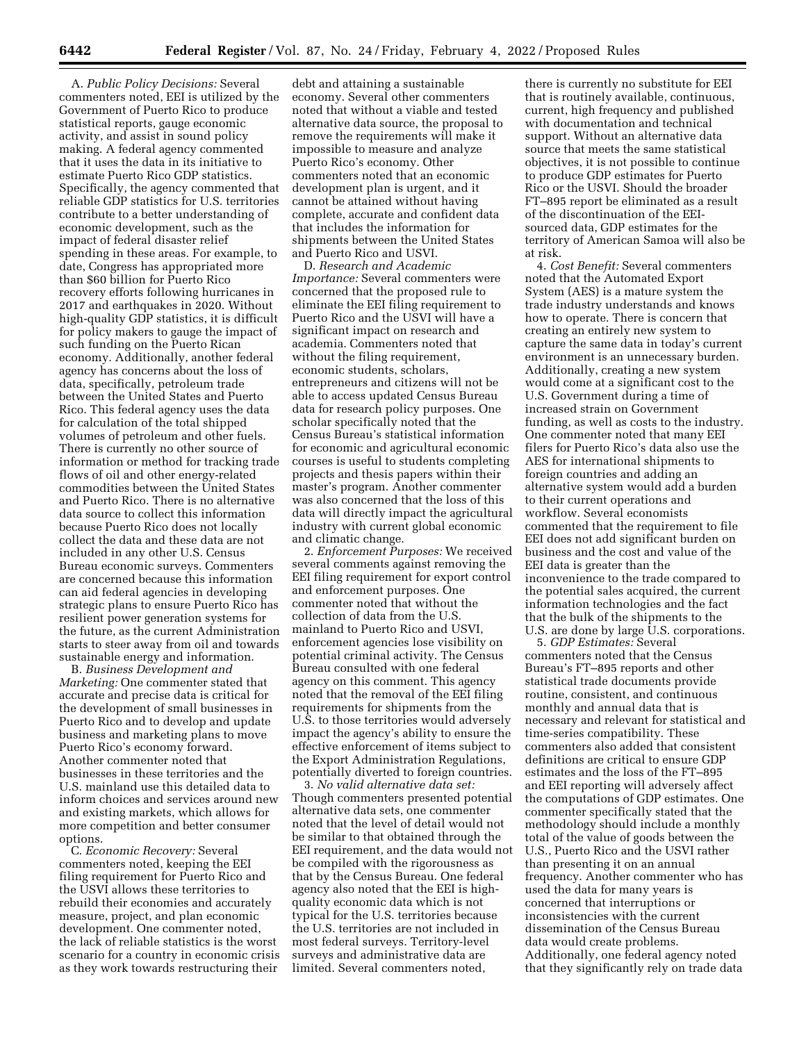A. *Public Policy Decisions:* Several commenters noted, EEI is utilized by the Government of Puerto Rico to produce statistical reports, gauge economic activity, and assist in sound policy making. A federal agency commented that it uses the data in its initiative to estimate Puerto Rico GDP statistics. Specifically, the agency commented that reliable GDP statistics for U.S. territories contribute to a better understanding of economic development, such as the impact of federal disaster relief spending in these areas. For example, to date, Congress has appropriated more than $60 billion for Puerto Rico recovery efforts following hurricanes in 2017 and earthquakes in 2020. Without high-quality GDP statistics, it is difficult for policy makers to gauge the impact of such funding on the Puerto Rican economy. Additionally, another federal agency has concerns about the loss of data, specifically, petroleum trade between the United States and Puerto Rico. This federal agency uses the data for calculation of the total shipped volumes of petroleum and other fuels. There is currently no other source of information or method for tracking trade flows of oil and other energy-related commodities between the United States and Puerto Rico. There is no alternative data source to collect this information because Puerto Rico does not locally collect the data and these data are not included in any other U.S. Census Bureau economic surveys. Commenters are concerned because this information can aid federal agencies in developing strategic plans to ensure Puerto Rico has resilient power generation systems for the future, as the current Administration starts to steer away from oil and towards sustainable energy and information.

B. *Business Development and Marketing:* One commenter stated that accurate and precise data is critical for the development of small businesses in Puerto Rico and to develop and update business and marketing plans to move Puerto Rico's economy forward. Another commenter noted that businesses in these territories and the U.S. mainland use this detailed data to inform choices and services around new and existing markets, which allows for more competition and better consumer options.

C. *Economic Recovery:* Several commenters noted, keeping the EEI filing requirement for Puerto Rico and the USVI allows these territories to rebuild their economies and accurately measure, project, and plan economic development. One commenter noted, the lack of reliable statistics is the worst scenario for a country in economic crisis as they work towards restructuring their debt and attaining a sustainable economy. Several other commenters noted that without a viable and tested alternative data source, the proposal to remove the requirements will make it impossible to measure and analyze Puerto Rico's economy. Other commenters noted that an economic development plan is urgent, and it cannot be attained without having complete, accurate and confident data that includes the information for shipments between the United States and Puerto Rico and USVI.

D. *Research and Academic Importance:* Several commenters were concerned that the proposed rule to eliminate the EEI filing requirement to Puerto Rico and the USVI will have a significant impact on research and academia. Commenters noted that without the filing requirement, economic students, scholars, entrepreneurs and citizens will not be able to access updated Census Bureau data for research policy purposes. One scholar specifically noted that the Census Bureau's statistical information for economic and agricultural economic courses is useful to students completing projects and thesis papers within their master's program. Another commenter was also concerned that the loss of this data will directly impact the agricultural industry with current global economic and climatic change.

2. *Enforcement Purposes:* We received several comments against removing the EEI filing requirement for export control and enforcement purposes. One commenter noted that without the collection of data from the U.S. mainland to Puerto Rico and USVI, enforcement agencies lose visibility on potential criminal activity. The Census Bureau consulted with one federal agency on this comment. This agency noted that the removal of the EEI filing requirements for shipments from the U.S. to those territories would adversely impact the agency's ability to ensure the effective enforcement of items subject to the Export Administration Regulations, potentially diverted to foreign countries.

3. *No valid alternative data set:* Though commenters presented potential alternative data sets, one commenter noted that the level of detail would not be similar to that obtained through the EEI requirement, and the data would not be compiled with the rigorousness as that by the Census Bureau. One federal agency also noted that the EEI is high-quality economic data which is not typical for the U.S. territories because the U.S. territories are not included in most federal surveys. Territory-level surveys and administrative data are limited. Several commenters noted, there is currently no substitute for EEI that is routinely available, continuous, current, high frequency and published with documentation and technical support. Without an alternative data source that meets the same statistical objectives, it is not possible to continue to produce GDP estimates for Puerto Rico or the USVI. Should the broader FT–895 report be eliminated as a result of the discontinuation of the EEI-sourced data, GDP estimates for the territory of American Samoa will also be at risk.

4. *Cost Benefit:* Several commenters noted that the Automated Export System (AES) is a mature system the trade industry understands and knows how to operate. There is concern that creating an entirely new system to capture the same data in today's current environment is an unnecessary burden. Additionally, creating a new system would come at a significant cost to the U.S. Government during a time of increased strain on Government funding, as well as costs to the industry. One commenter noted that many EEI filers for Puerto Rico's data also use the AES for international shipments to foreign countries and adding an alternative system would add a burden to their current operations and workflow. Several economists commented that the requirement to file EEI does not add significant burden on business and the cost and value of the EEI data is greater than the inconvenience to the trade compared to the potential sales acquired, the current information technologies and the fact that the bulk of the shipments to the U.S. are done by large U.S. corporations.

5. *GDP Estimates:* Several commenters noted that the Census Bureau's FT–895 reports and other statistical trade documents provide routine, consistent, and continuous monthly and annual data that is necessary and relevant for statistical and time-series compatibility. These commenters also added that consistent definitions are critical to ensure GDP estimates and the loss of the FT–895 and EEI reporting will adversely affect the computations of GDP estimates. One commenter specifically stated that the methodology should include a monthly total of the value of goods between the U.S., Puerto Rico and the USVI rather than presenting it on an annual frequency. Another commenter who has used the data for many years is concerned that interruptions or inconsistencies with the current dissemination of the Census Bureau data would create problems. Additionally, one federal agency noted that they significantly rely on trade data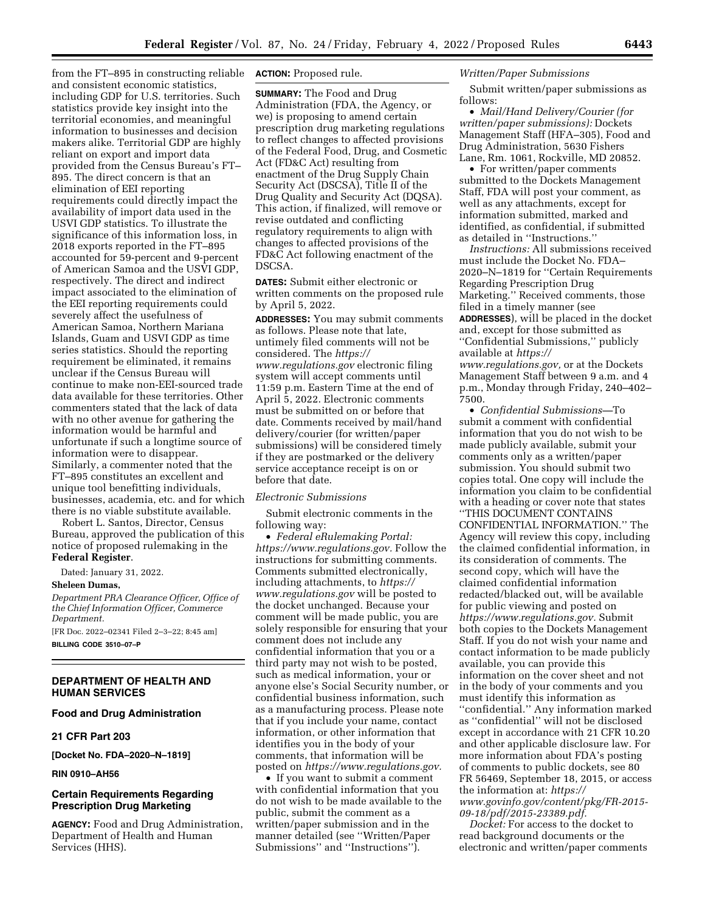from the FT–895 in constructing reliable and consistent economic statistics, including GDP for U.S. territories. Such statistics provide key insight into the territorial economies, and meaningful information to businesses and decision makers alike. Territorial GDP are highly reliant on export and import data provided from the Census Bureau's FT–895. The direct concern is that an elimination of EEI reporting requirements could directly impact the availability of import data used in the USVI GDP statistics. To illustrate the significance of this information loss, in 2018 exports reported in the FT–895 accounted for 59-percent and 9-percent of American Samoa and the USVI GDP, respectively. The direct and indirect impact associated to the elimination of the EEI reporting requirements could severely affect the usefulness of American Samoa, Northern Mariana Islands, Guam and USVI GDP as time series statistics. Should the reporting requirement be eliminated, it remains unclear if the Census Bureau will continue to make non-EEI-sourced trade data available for these territories. Other commenters stated that the lack of data with no other avenue for gathering the information would be harmful and unfortunate if such a longtime source of information were to disappear. Similarly, a commenter noted that the FT–895 constitutes an excellent and unique tool benefitting individuals, businesses, academia, etc. and for which there is no viable substitute available.

Robert L. Santos, Director, Census Bureau, approved the publication of this notice of proposed rulemaking in the **Federal Register**.

Dated: January 31, 2022.

**Sheleen Dumas,**

*Department PRA Clearance Officer, Office of the Chief Information Officer, Commerce Department.*

[FR Doc. 2022–02341 Filed 2–3–22; 8:45 am]

**BILLING CODE 3510–07–P**

---

## DEPARTMENT OF HEALTH AND HUMAN SERVICES

### Food and Drug Administration

### 21 CFR Part 203

**[Docket No. FDA–2020–N–1819]**

**RIN 0910–AH56**

### Certain Requirements Regarding Prescription Drug Marketing

**AGENCY:** Food and Drug Administration, Department of Health and Human Services (HHS).

**ACTION:** Proposed rule.

**SUMMARY:** The Food and Drug Administration (FDA, the Agency, or we) is proposing to amend certain prescription drug marketing regulations to reflect changes to affected provisions of the Federal Food, Drug, and Cosmetic Act (FD&C Act) resulting from enactment of the Drug Supply Chain Security Act (DSCSA), Title II of the Drug Quality and Security Act (DQSA). This action, if finalized, will remove or revise outdated and conflicting regulatory requirements to align with changes to affected provisions of the FD&C Act following enactment of the DSCSA.

**DATES:** Submit either electronic or written comments on the proposed rule by April 5, 2022.

**ADDRESSES:** You may submit comments as follows. Please note that late, untimely filed comments will not be considered. The *https://www.regulations.gov* electronic filing system will accept comments until 11:59 p.m. Eastern Time at the end of April 5, 2022. Electronic comments must be submitted on or before that date. Comments received by mail/hand delivery/courier (for written/paper submissions) will be considered timely if they are postmarked or the delivery service acceptance receipt is on or before that date.

*Electronic Submissions*

Submit electronic comments in the following way:

- *Federal eRulemaking Portal: https://www.regulations.gov.* Follow the instructions for submitting comments. Comments submitted electronically, including attachments, to *https://www.regulations.gov* will be posted to the docket unchanged. Because your comment will be made public, you are solely responsible for ensuring that your comment does not include any confidential information that you or a third party may not wish to be posted, such as medical information, your or anyone else's Social Security number, or confidential business information, such as a manufacturing process. Please note that if you include your name, contact information, or other information that identifies you in the body of your comments, that information will be posted on *https://www.regulations.gov.*
- If you want to submit a comment with confidential information that you do not wish to be made available to the public, submit the comment as a written/paper submission and in the manner detailed (see "Written/Paper Submissions" and "Instructions").

*Written/Paper Submissions*

Submit written/paper submissions as follows:

- *Mail/Hand Delivery/Courier (for written/paper submissions):* Dockets Management Staff (HFA–305), Food and Drug Administration, 5630 Fishers Lane, Rm. 1061, Rockville, MD 20852.
- For written/paper comments submitted to the Dockets Management Staff, FDA will post your comment, as well as any attachments, except for information submitted, marked and identified, as confidential, if submitted as detailed in "Instructions."

*Instructions:* All submissions received must include the Docket No. FDA–2020–N–1819 for "Certain Requirements Regarding Prescription Drug Marketing." Received comments, those filed in a timely manner (see **ADDRESSES**), will be placed in the docket and, except for those submitted as "Confidential Submissions," publicly available at *https://www.regulations.gov,* or at the Dockets Management Staff between 9 a.m. and 4 p.m., Monday through Friday, 240–402–7500.

- *Confidential Submissions*—To submit a comment with confidential information that you do not wish to be made publicly available, submit your comments only as a written/paper submission. You should submit two copies total. One copy will include the information you claim to be confidential with a heading or cover note that states "THIS DOCUMENT CONTAINS CONFIDENTIAL INFORMATION." The Agency will review this copy, including the claimed confidential information, in its consideration of comments. The second copy, which will have the claimed confidential information redacted/blacked out, will be available for public viewing and posted on *https://www.regulations.gov.* Submit both copies to the Dockets Management Staff. If you do not wish your name and contact information to be made publicly available, you can provide this information on the cover sheet and not in the body of your comments and you must identify this information as "confidential." Any information marked as "confidential" will not be disclosed except in accordance with 21 CFR 10.20 and other applicable disclosure law. For more information about FDA's posting of comments to public dockets, see 80 FR 56469, September 18, 2015, or access the information at: *https://www.govinfo.gov/content/pkg/FR-2015-09-18/pdf/2015-23389.pdf.*

*Docket:* For access to the docket to read background documents or the electronic and written/paper comments